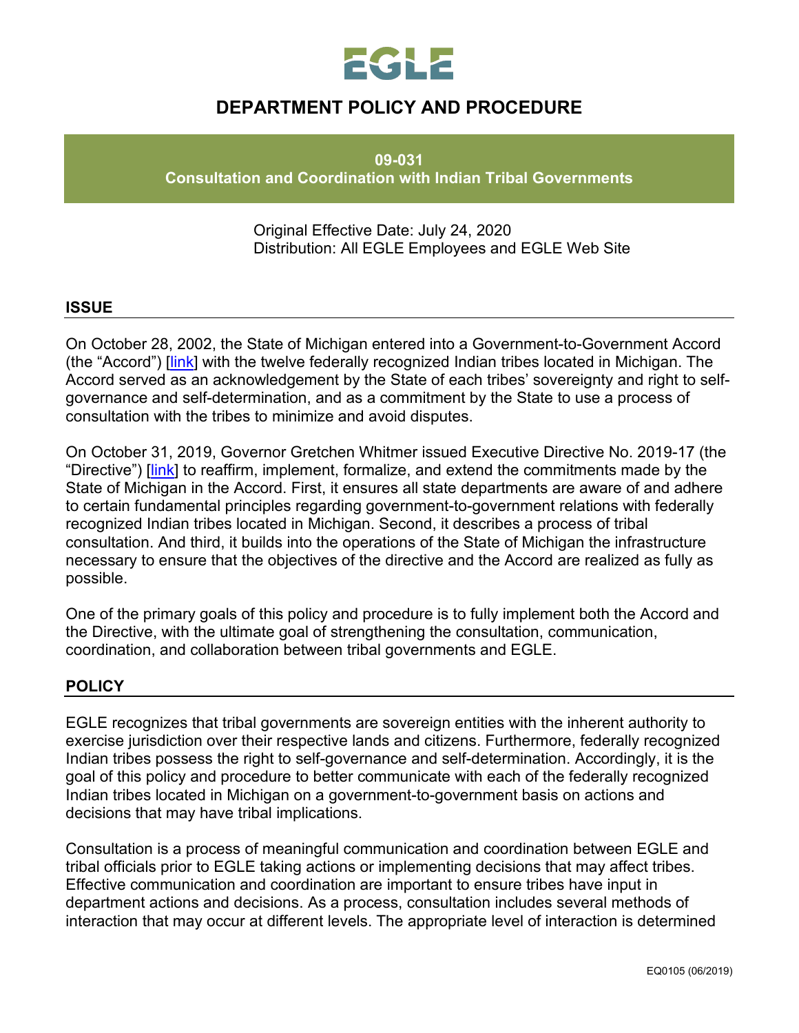EGLE

# DEPARTMENT POLICY AND PROCEDURE

**09-031**
**Consultation and Coordination with Indian Tribal Governments**

Original Effective Date: July 24, 2020
Distribution: All EGLE Employees and EGLE Web Site

## ISSUE

On October 28, 2002, the State of Michigan entered into a Government-to-Government Accord (the "Accord") [link] with the twelve federally recognized Indian tribes located in Michigan. The Accord served as an acknowledgement by the State of each tribes' sovereignty and right to self-governance and self-determination, and as a commitment by the State to use a process of consultation with the tribes to minimize and avoid disputes.

On October 31, 2019, Governor Gretchen Whitmer issued Executive Directive No. 2019-17 (the "Directive") [link] to reaffirm, implement, formalize, and extend the commitments made by the State of Michigan in the Accord. First, it ensures all state departments are aware of and adhere to certain fundamental principles regarding government-to-government relations with federally recognized Indian tribes located in Michigan. Second, it describes a process of tribal consultation. And third, it builds into the operations of the State of Michigan the infrastructure necessary to ensure that the objectives of the directive and the Accord are realized as fully as possible.

One of the primary goals of this policy and procedure is to fully implement both the Accord and the Directive, with the ultimate goal of strengthening the consultation, communication, coordination, and collaboration between tribal governments and EGLE.

## POLICY

EGLE recognizes that tribal governments are sovereign entities with the inherent authority to exercise jurisdiction over their respective lands and citizens. Furthermore, federally recognized Indian tribes possess the right to self-governance and self-determination. Accordingly, it is the goal of this policy and procedure to better communicate with each of the federally recognized Indian tribes located in Michigan on a government-to-government basis on actions and decisions that may have tribal implications.

Consultation is a process of meaningful communication and coordination between EGLE and tribal officials prior to EGLE taking actions or implementing decisions that may affect tribes. Effective communication and coordination are important to ensure tribes have input in department actions and decisions. As a process, consultation includes several methods of interaction that may occur at different levels. The appropriate level of interaction is determined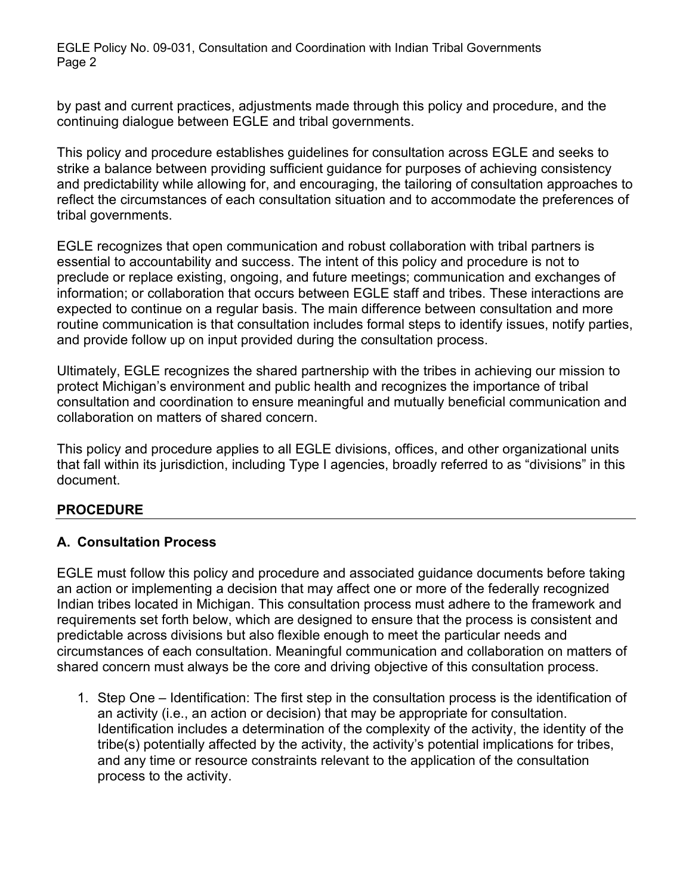by past and current practices, adjustments made through this policy and procedure, and the continuing dialogue between EGLE and tribal governments.

This policy and procedure establishes guidelines for consultation across EGLE and seeks to strike a balance between providing sufficient guidance for purposes of achieving consistency and predictability while allowing for, and encouraging, the tailoring of consultation approaches to reflect the circumstances of each consultation situation and to accommodate the preferences of tribal governments.

EGLE recognizes that open communication and robust collaboration with tribal partners is essential to accountability and success. The intent of this policy and procedure is not to preclude or replace existing, ongoing, and future meetings; communication and exchanges of information; or collaboration that occurs between EGLE staff and tribes. These interactions are expected to continue on a regular basis. The main difference between consultation and more routine communication is that consultation includes formal steps to identify issues, notify parties, and provide follow up on input provided during the consultation process.

Ultimately, EGLE recognizes the shared partnership with the tribes in achieving our mission to protect Michigan's environment and public health and recognizes the importance of tribal consultation and coordination to ensure meaningful and mutually beneficial communication and collaboration on matters of shared concern.

This policy and procedure applies to all EGLE divisions, offices, and other organizational units that fall within its jurisdiction, including Type I agencies, broadly referred to as "divisions" in this document.

## PROCEDURE

### A. Consultation Process

EGLE must follow this policy and procedure and associated guidance documents before taking an action or implementing a decision that may affect one or more of the federally recognized Indian tribes located in Michigan. This consultation process must adhere to the framework and requirements set forth below, which are designed to ensure that the process is consistent and predictable across divisions but also flexible enough to meet the particular needs and circumstances of each consultation. Meaningful communication and collaboration on matters of shared concern must always be the core and driving objective of this consultation process.

1. Step One – Identification: The first step in the consultation process is the identification of an activity (i.e., an action or decision) that may be appropriate for consultation. Identification includes a determination of the complexity of the activity, the identity of the tribe(s) potentially affected by the activity, the activity's potential implications for tribes, and any time or resource constraints relevant to the application of the consultation process to the activity.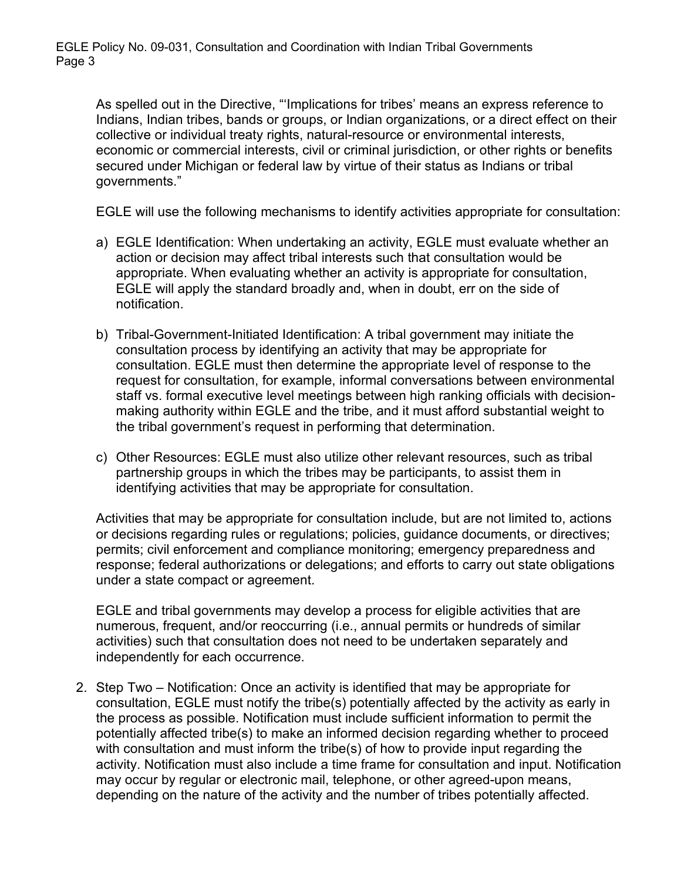As spelled out in the Directive, "'Implications for tribes' means an express reference to Indians, Indian tribes, bands or groups, or Indian organizations, or a direct effect on their collective or individual treaty rights, natural-resource or environmental interests, economic or commercial interests, civil or criminal jurisdiction, or other rights or benefits secured under Michigan or federal law by virtue of their status as Indians or tribal governments."

EGLE will use the following mechanisms to identify activities appropriate for consultation:

a) EGLE Identification: When undertaking an activity, EGLE must evaluate whether an action or decision may affect tribal interests such that consultation would be appropriate. When evaluating whether an activity is appropriate for consultation, EGLE will apply the standard broadly and, when in doubt, err on the side of notification.

b) Tribal-Government-Initiated Identification: A tribal government may initiate the consultation process by identifying an activity that may be appropriate for consultation. EGLE must then determine the appropriate level of response to the request for consultation, for example, informal conversations between environmental staff vs. formal executive level meetings between high ranking officials with decision-making authority within EGLE and the tribe, and it must afford substantial weight to the tribal government's request in performing that determination.

c) Other Resources: EGLE must also utilize other relevant resources, such as tribal partnership groups in which the tribes may be participants, to assist them in identifying activities that may be appropriate for consultation.

Activities that may be appropriate for consultation include, but are not limited to, actions or decisions regarding rules or regulations; policies, guidance documents, or directives; permits; civil enforcement and compliance monitoring; emergency preparedness and response; federal authorizations or delegations; and efforts to carry out state obligations under a state compact or agreement.

EGLE and tribal governments may develop a process for eligible activities that are numerous, frequent, and/or reoccurring (i.e., annual permits or hundreds of similar activities) such that consultation does not need to be undertaken separately and independently for each occurrence.

2. Step Two – Notification: Once an activity is identified that may be appropriate for consultation, EGLE must notify the tribe(s) potentially affected by the activity as early in the process as possible. Notification must include sufficient information to permit the potentially affected tribe(s) to make an informed decision regarding whether to proceed with consultation and must inform the tribe(s) of how to provide input regarding the activity. Notification must also include a time frame for consultation and input. Notification may occur by regular or electronic mail, telephone, or other agreed-upon means, depending on the nature of the activity and the number of tribes potentially affected.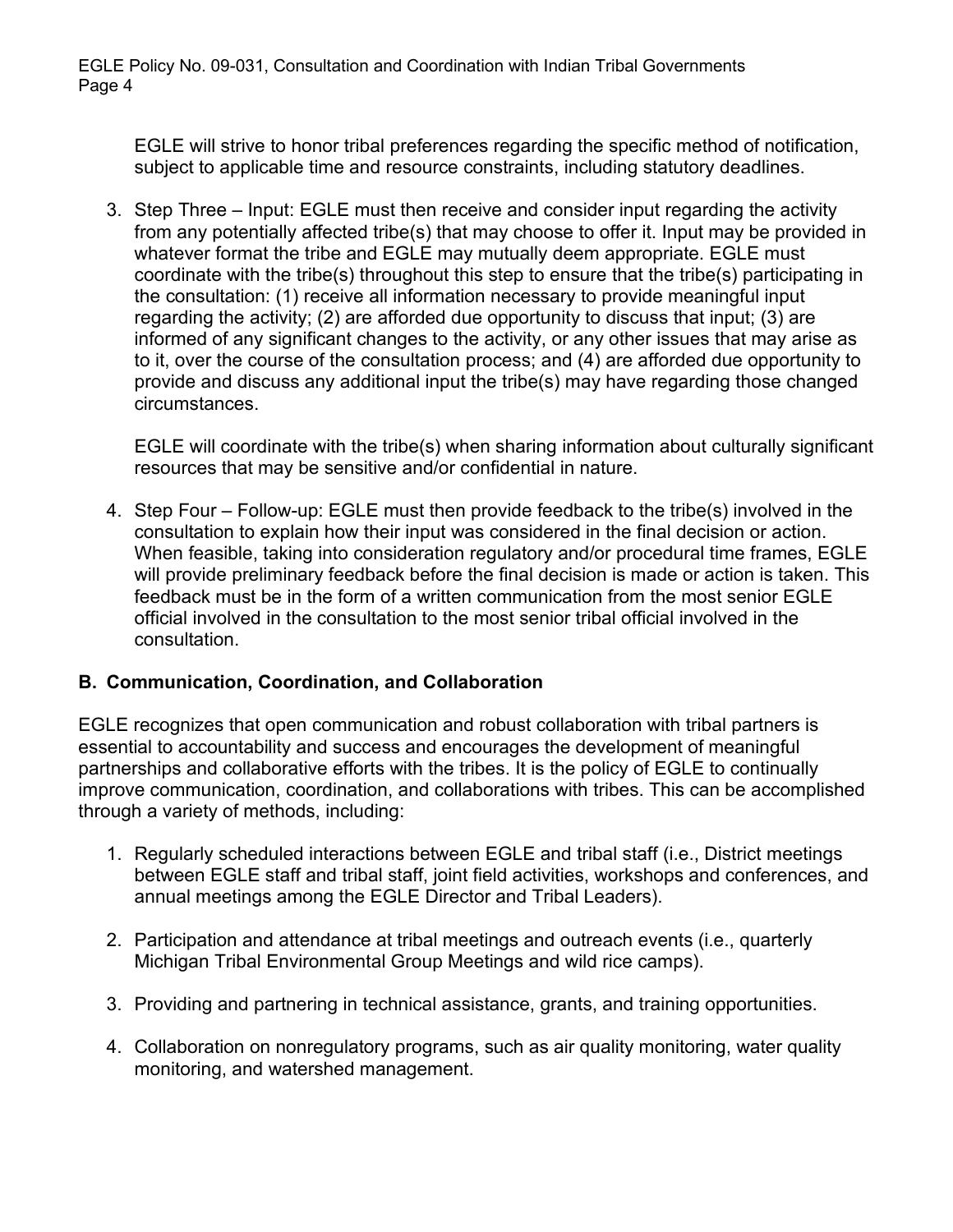EGLE will strive to honor tribal preferences regarding the specific method of notification, subject to applicable time and resource constraints, including statutory deadlines.

3. Step Three – Input: EGLE must then receive and consider input regarding the activity from any potentially affected tribe(s) that may choose to offer it. Input may be provided in whatever format the tribe and EGLE may mutually deem appropriate. EGLE must coordinate with the tribe(s) throughout this step to ensure that the tribe(s) participating in the consultation: (1) receive all information necessary to provide meaningful input regarding the activity; (2) are afforded due opportunity to discuss that input; (3) are informed of any significant changes to the activity, or any other issues that may arise as to it, over the course of the consultation process; and (4) are afforded due opportunity to provide and discuss any additional input the tribe(s) may have regarding those changed circumstances.

   EGLE will coordinate with the tribe(s) when sharing information about culturally significant resources that may be sensitive and/or confidential in nature.

4. Step Four – Follow-up: EGLE must then provide feedback to the tribe(s) involved in the consultation to explain how their input was considered in the final decision or action. When feasible, taking into consideration regulatory and/or procedural time frames, EGLE will provide preliminary feedback before the final decision is made or action is taken. This feedback must be in the form of a written communication from the most senior EGLE official involved in the consultation to the most senior tribal official involved in the consultation.

## B. Communication, Coordination, and Collaboration

EGLE recognizes that open communication and robust collaboration with tribal partners is essential to accountability and success and encourages the development of meaningful partnerships and collaborative efforts with the tribes. It is the policy of EGLE to continually improve communication, coordination, and collaborations with tribes. This can be accomplished through a variety of methods, including:

1. Regularly scheduled interactions between EGLE and tribal staff (i.e., District meetings between EGLE staff and tribal staff, joint field activities, workshops and conferences, and annual meetings among the EGLE Director and Tribal Leaders).
2. Participation and attendance at tribal meetings and outreach events (i.e., quarterly Michigan Tribal Environmental Group Meetings and wild rice camps).
3. Providing and partnering in technical assistance, grants, and training opportunities.
4. Collaboration on nonregulatory programs, such as air quality monitoring, water quality monitoring, and watershed management.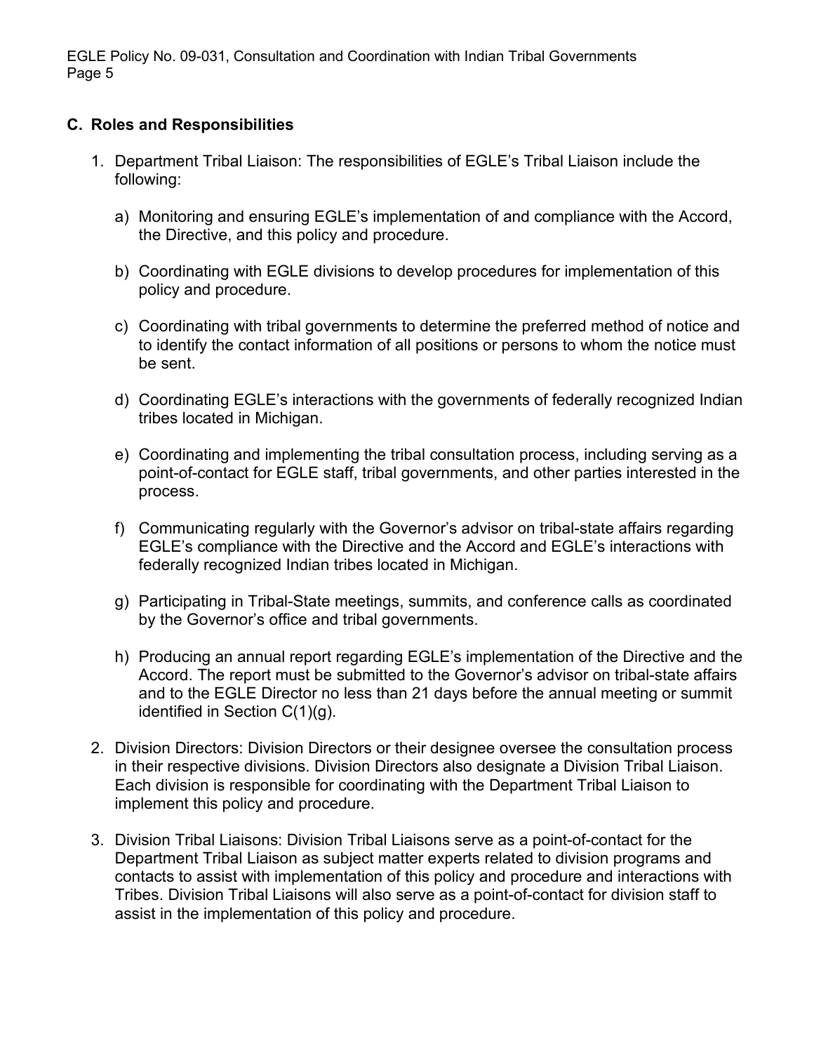### C. Roles and Responsibilities

1. Department Tribal Liaison: The responsibilities of EGLE's Tribal Liaison include the following:

   a) Monitoring and ensuring EGLE's implementation of and compliance with the Accord, the Directive, and this policy and procedure.

   b) Coordinating with EGLE divisions to develop procedures for implementation of this policy and procedure.

   c) Coordinating with tribal governments to determine the preferred method of notice and to identify the contact information of all positions or persons to whom the notice must be sent.

   d) Coordinating EGLE's interactions with the governments of federally recognized Indian tribes located in Michigan.

   e) Coordinating and implementing the tribal consultation process, including serving as a point-of-contact for EGLE staff, tribal governments, and other parties interested in the process.

   f) Communicating regularly with the Governor's advisor on tribal-state affairs regarding EGLE's compliance with the Directive and the Accord and EGLE's interactions with federally recognized Indian tribes located in Michigan.

   g) Participating in Tribal-State meetings, summits, and conference calls as coordinated by the Governor's office and tribal governments.

   h) Producing an annual report regarding EGLE's implementation of the Directive and the Accord. The report must be submitted to the Governor's advisor on tribal-state affairs and to the EGLE Director no less than 21 days before the annual meeting or summit identified in Section C(1)(g).

2. Division Directors: Division Directors or their designee oversee the consultation process in their respective divisions. Division Directors also designate a Division Tribal Liaison. Each division is responsible for coordinating with the Department Tribal Liaison to implement this policy and procedure.

3. Division Tribal Liaisons: Division Tribal Liaisons serve as a point-of-contact for the Department Tribal Liaison as subject matter experts related to division programs and contacts to assist with implementation of this policy and procedure and interactions with Tribes. Division Tribal Liaisons will also serve as a point-of-contact for division staff to assist in the implementation of this policy and procedure.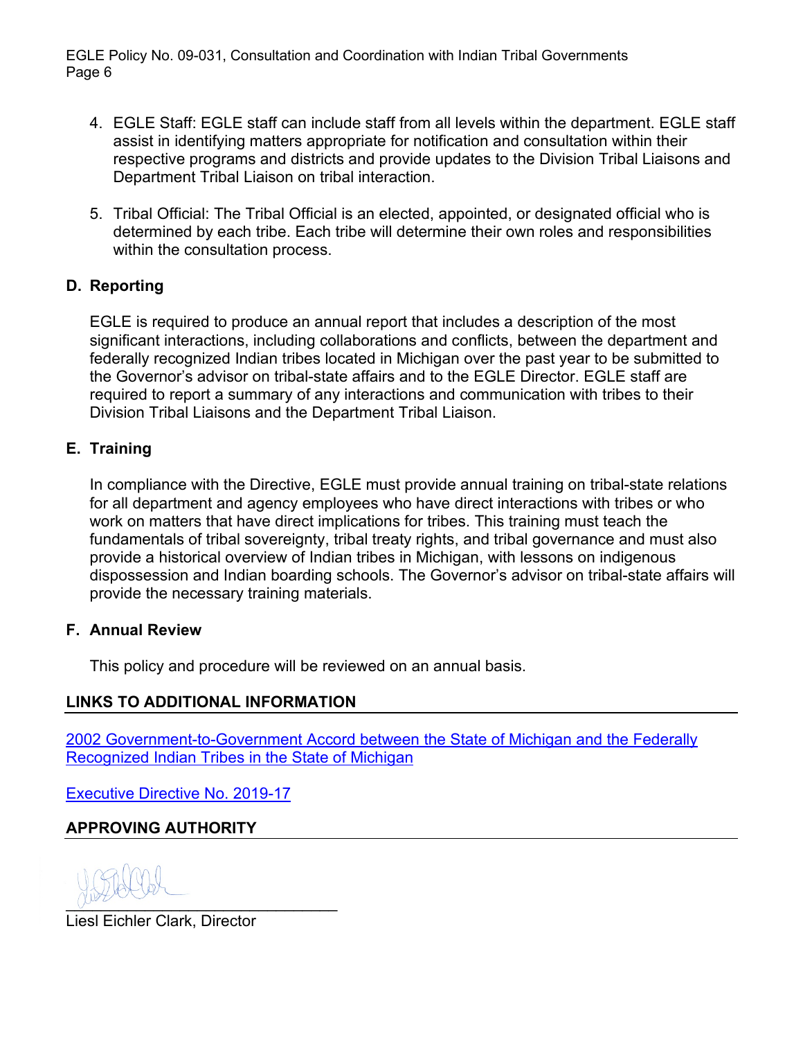4. EGLE Staff: EGLE staff can include staff from all levels within the department. EGLE staff assist in identifying matters appropriate for notification and consultation within their respective programs and districts and provide updates to the Division Tribal Liaisons and Department Tribal Liaison on tribal interaction.

5. Tribal Official: The Tribal Official is an elected, appointed, or designated official who is determined by each tribe. Each tribe will determine their own roles and responsibilities within the consultation process.

### D. Reporting

EGLE is required to produce an annual report that includes a description of the most significant interactions, including collaborations and conflicts, between the department and federally recognized Indian tribes located in Michigan over the past year to be submitted to the Governor's advisor on tribal-state affairs and to the EGLE Director. EGLE staff are required to report a summary of any interactions and communication with tribes to their Division Tribal Liaisons and the Department Tribal Liaison.

### E. Training

In compliance with the Directive, EGLE must provide annual training on tribal-state relations for all department and agency employees who have direct interactions with tribes or who work on matters that have direct implications for tribes. This training must teach the fundamentals of tribal sovereignty, tribal treaty rights, and tribal governance and must also provide a historical overview of Indian tribes in Michigan, with lessons on indigenous dispossession and Indian boarding schools. The Governor's advisor on tribal-state affairs will provide the necessary training materials.

### F. Annual Review

This policy and procedure will be reviewed on an annual basis.

## LINKS TO ADDITIONAL INFORMATION

2002 Government-to-Government Accord between the State of Michigan and the Federally Recognized Indian Tribes in the State of Michigan

Executive Directive No. 2019-17

## APPROVING AUTHORITY

Liesl Eichler Clark, Director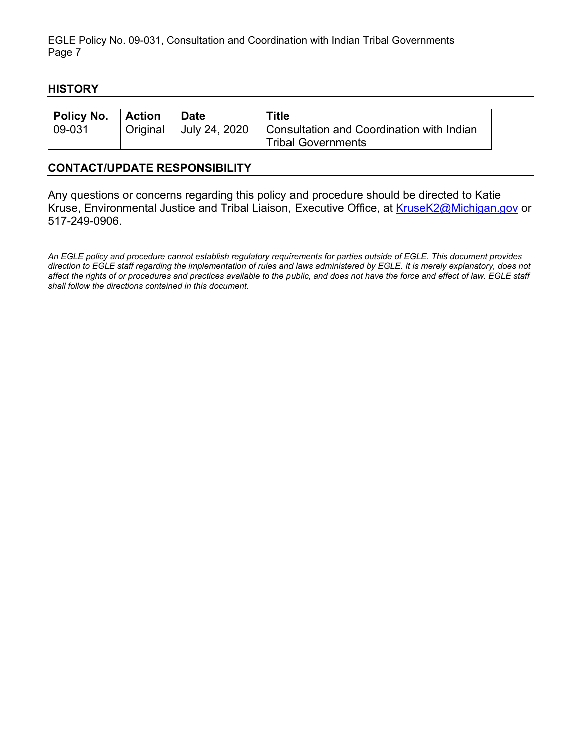## HISTORY

| Policy No. | Action | Date | Title |
|---|---|---|---|
| 09-031 | Original | July 24, 2020 | Consultation and Coordination with Indian Tribal Governments |

## CONTACT/UPDATE RESPONSIBILITY

Any questions or concerns regarding this policy and procedure should be directed to Katie Kruse, Environmental Justice and Tribal Liaison, Executive Office, at KruseK2@Michigan.gov or 517-249-0906.

*An EGLE policy and procedure cannot establish regulatory requirements for parties outside of EGLE. This document provides direction to EGLE staff regarding the implementation of rules and laws administered by EGLE. It is merely explanatory, does not affect the rights of or procedures and practices available to the public, and does not have the force and effect of law. EGLE staff shall follow the directions contained in this document.*